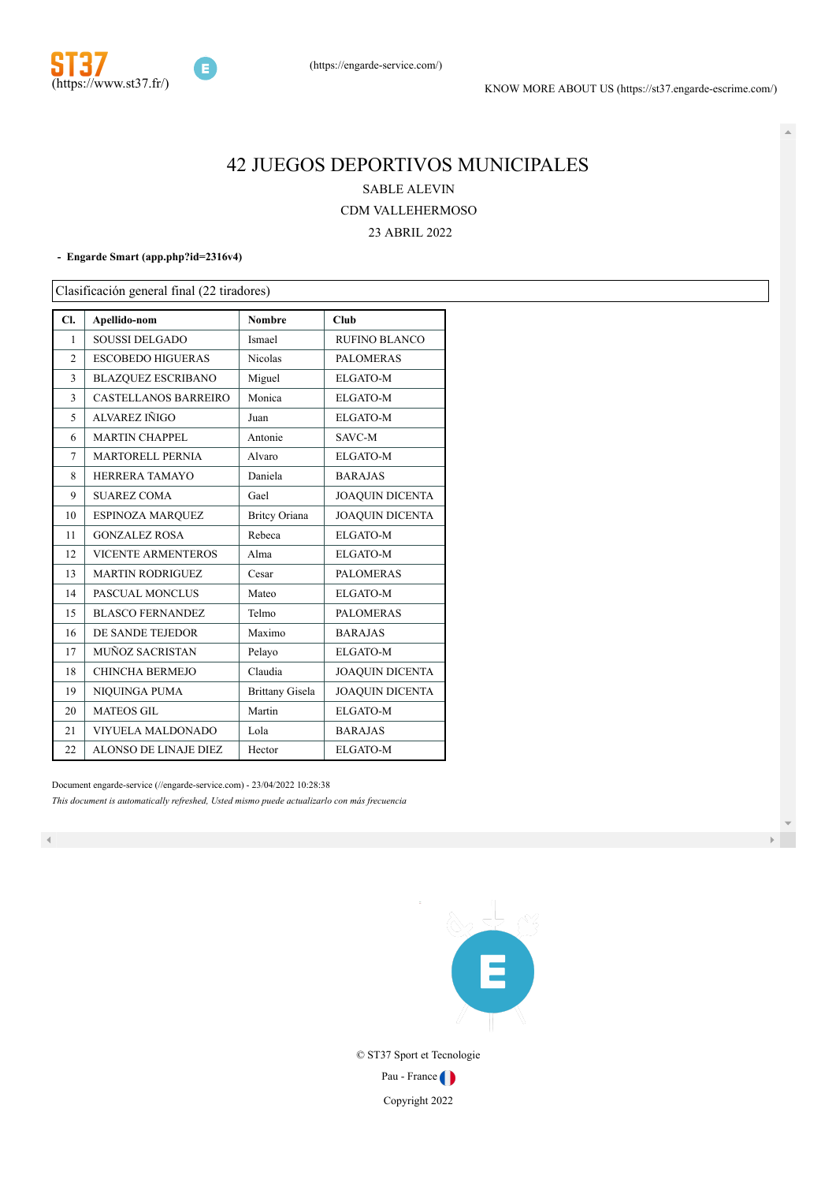ST37 (https://www.st37.fr/)

(https://engarde-service.com/)

KNOW MORE ABOUT US (https://st37.engarde-escrime.com/)

# 42 JUEGOS DEPORTIVOS MUNICIPALES

SABLE ALEVIN

CDM VALLEHERMOSO

23 ABRIL 2022

- **Engarde Smart (app.php?id=2316v4)**

Clasificación general final (22 tiradores)

| Cl. | Apellido-nom | Nombre | Club |
|---|---|---|---|
| 1 | SOUSSI DELGADO | Ismael | RUFINO BLANCO |
| 2 | ESCOBEDO HIGUERAS | Nicolas | PALOMERAS |
| 3 | BLAZQUEZ ESCRIBANO | Miguel | ELGATO-M |
| 3 | CASTELLANOS BARREIRO | Monica | ELGATO-M |
| 5 | ALVAREZ IÑIGO | Juan | ELGATO-M |
| 6 | MARTIN CHAPPEL | Antonie | SAVC-M |
| 7 | MARTORELL PERNIA | Alvaro | ELGATO-M |
| 8 | HERRERA TAMAYO | Daniela | BARAJAS |
| 9 | SUAREZ COMA | Gael | JOAQUIN DICENTA |
| 10 | ESPINOZA MARQUEZ | Britcy Oriana | JOAQUIN DICENTA |
| 11 | GONZALEZ ROSA | Rebeca | ELGATO-M |
| 12 | VICENTE ARMENTEROS | Alma | ELGATO-M |
| 13 | MARTIN RODRIGUEZ | Cesar | PALOMERAS |
| 14 | PASCUAL MONCLUS | Mateo | ELGATO-M |
| 15 | BLASCO FERNANDEZ | Telmo | PALOMERAS |
| 16 | DE SANDE TEJEDOR | Maximo | BARAJAS |
| 17 | MUÑOZ SACRISTAN | Pelayo | ELGATO-M |
| 18 | CHINCHA BERMEJO | Claudia | JOAQUIN DICENTA |
| 19 | NIQUINGA PUMA | Brittany Gisela | JOAQUIN DICENTA |
| 20 | MATEOS GIL | Martin | ELGATO-M |
| 21 | VIYUELA MALDONADO | Lola | BARAJAS |
| 22 | ALONSO DE LINAJE DIEZ | Hector | ELGATO-M |

Document engarde-service (//engarde-service.com) - 23/04/2022 10:28:38

*This document is automatically refreshed, Usted mismo puede actualizarlo con más frecuencia*

© ST37 Sport et Tecnologie

Pau - France

Copyright 2022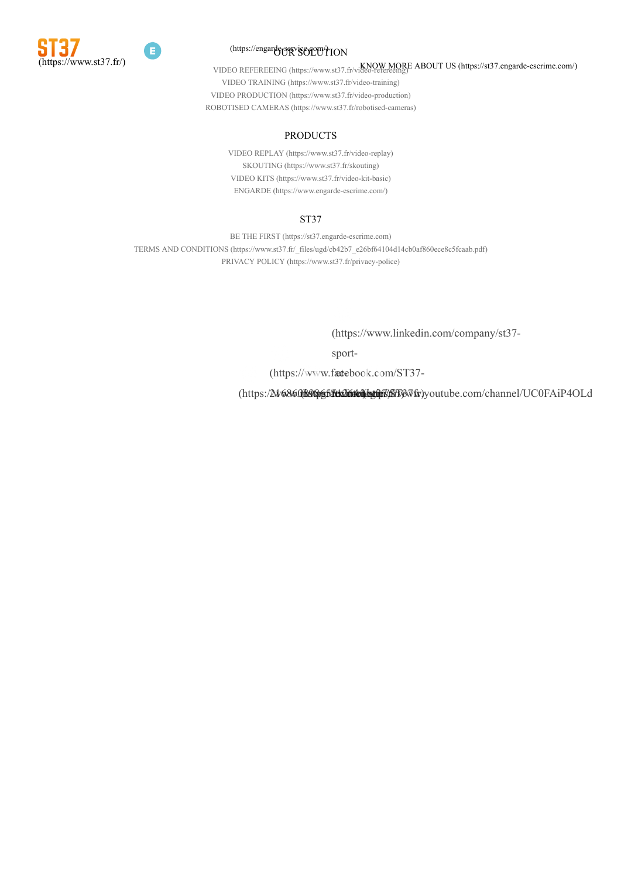ST37
(https://www.st37.fr/)

(https://engarde-service.com/)

OUR SOLUTION

KNOW MORE ABOUT US (https://st37.engarde-escrime.com/)

VIDEO REFEREEING (https://www.st37.fr/video-refereeing)
VIDEO TRAINING (https://www.st37.fr/video-training)
VIDEO PRODUCTION (https://www.st37.fr/video-production)
ROBOTISED CAMERAS (https://www.st37.fr/robotised-cameras)

PRODUCTS

VIDEO REPLAY (https://www.st37.fr/video-replay)
SKOUTING (https://www.st37.fr/skouting)
VIDEO KITS (https://www.st37.fr/video-kit-basic)
ENGARDE (https://www.engarde-escrime.com/)

ST37

BE THE FIRST (https://st37.engarde-escrime.com)
TERMS AND CONDITIONS (https://www.st37.fr/_files/ugd/cb42b7_e26bf64104d14cb0af860ece8c5fcaab.pdf)
PRIVACY POLICY (https://www.st37.fr/privacy-police)

(https://www.linkedin.com/company/st37-sport-

(https://www.facebook.com/ST37-

(https://www.youtube.com/channel/UC0FAiP4OLd